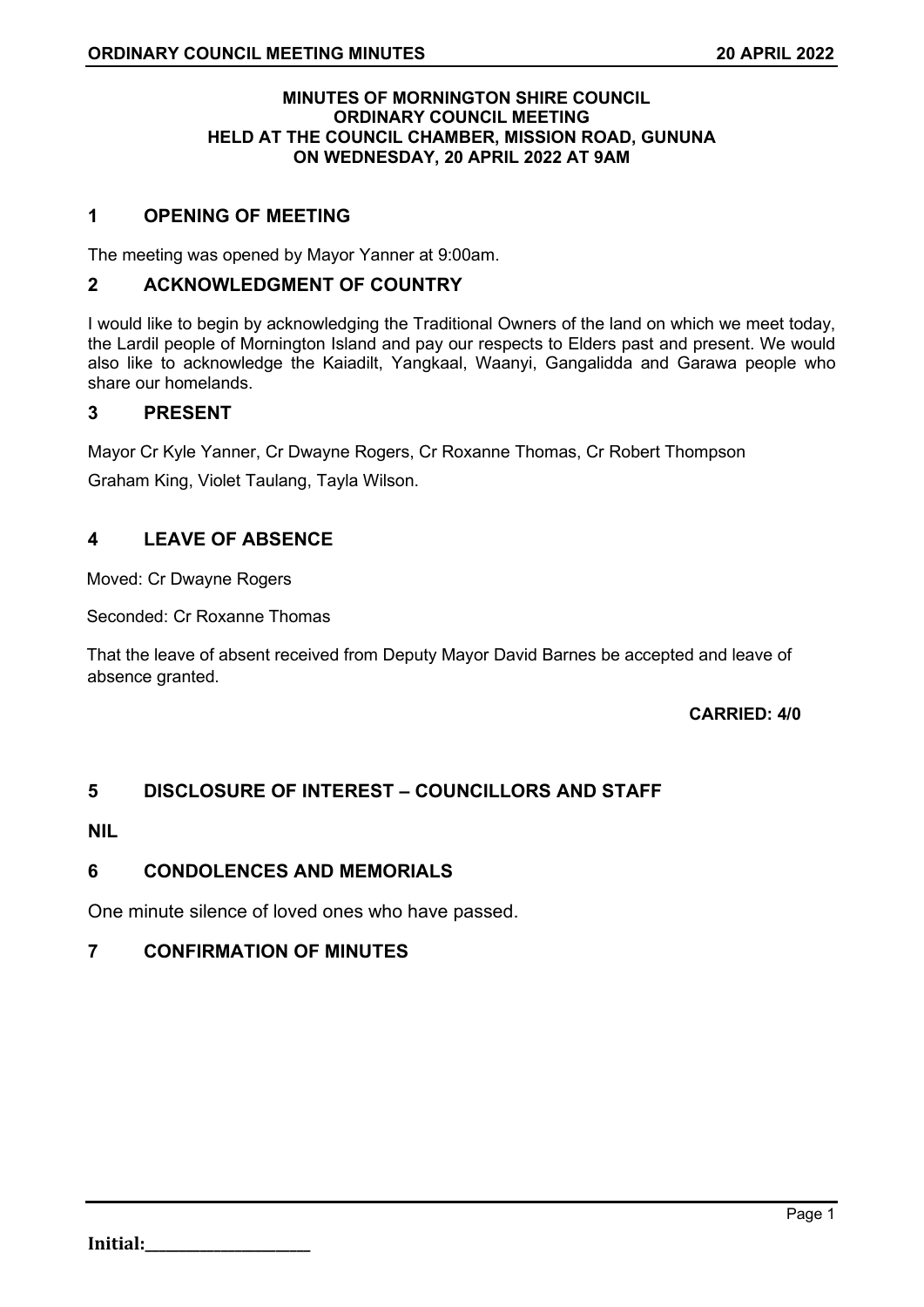**MINUTES OF MORNINGTON SHIRE COUNCIL**
**ORDINARY COUNCIL MEETING**
**HELD AT THE COUNCIL CHAMBER, MISSION ROAD, GUNUNA**
**ON WEDNESDAY, 20 APRIL 2022 AT 9AM**

## 1 OPENING OF MEETING

The meeting was opened by Mayor Yanner at 9:00am.

## 2 ACKNOWLEDGMENT OF COUNTRY

I would like to begin by acknowledging the Traditional Owners of the land on which we meet today, the Lardil people of Mornington Island and pay our respects to Elders past and present. We would also like to acknowledge the Kaiadilt, Yangkaal, Waanyi, Gangalidda and Garawa people who share our homelands.

## 3 PRESENT

Mayor Cr Kyle Yanner, Cr Dwayne Rogers, Cr Roxanne Thomas, Cr Robert Thompson

Graham King, Violet Taulang, Tayla Wilson.

## 4 LEAVE OF ABSENCE

Moved: Cr Dwayne Rogers

Seconded: Cr Roxanne Thomas

That the leave of absent received from Deputy Mayor David Barnes be accepted and leave of absence granted.

**CARRIED: 4/0**

## 5 DISCLOSURE OF INTEREST – COUNCILLORS AND STAFF

**NIL**

## 6 CONDOLENCES AND MEMORIALS

One minute silence of loved ones who have passed.

## 7 CONFIRMATION OF MINUTES

**Initial:**\_\_\_\_\_\_\_\_\_\_\_\_\_\_\_\_\_\_\_\_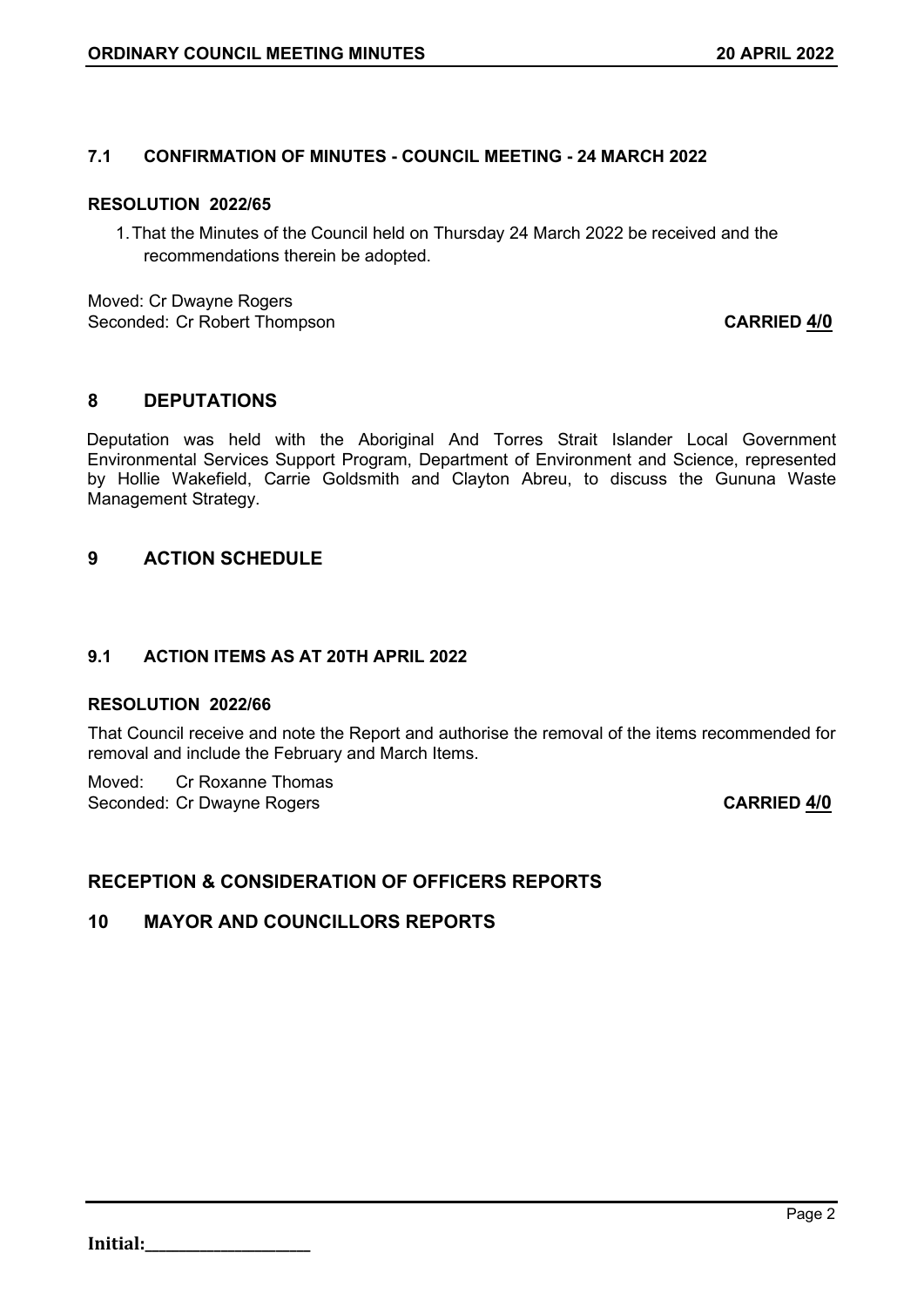### 7.1 CONFIRMATION OF MINUTES - COUNCIL MEETING - 24 MARCH 2022

**RESOLUTION 2022/65**

1. That the Minutes of the Council held on Thursday 24 March 2022 be received and the recommendations therein be adopted.

Moved: Cr Dwayne Rogers
Seconded: Cr Robert Thompson **CARRIED 4/0**

## 8 DEPUTATIONS

Deputation was held with the Aboriginal And Torres Strait Islander Local Government Environmental Services Support Program, Department of Environment and Science, represented by Hollie Wakefield, Carrie Goldsmith and Clayton Abreu, to discuss the Gununa Waste Management Strategy.

## 9 ACTION SCHEDULE

### 9.1 ACTION ITEMS AS AT 20TH APRIL 2022

**RESOLUTION 2022/66**

That Council receive and note the Report and authorise the removal of the items recommended for removal and include the February and March Items.

Moved: Cr Roxanne Thomas
Seconded: Cr Dwayne Rogers **CARRIED 4/0**

## RECEPTION & CONSIDERATION OF OFFICERS REPORTS

## 10 MAYOR AND COUNCILLORS REPORTS

Initial:\_\_\_\_\_\_\_\_\_\_\_\_\_\_\_\_\_\_\_\_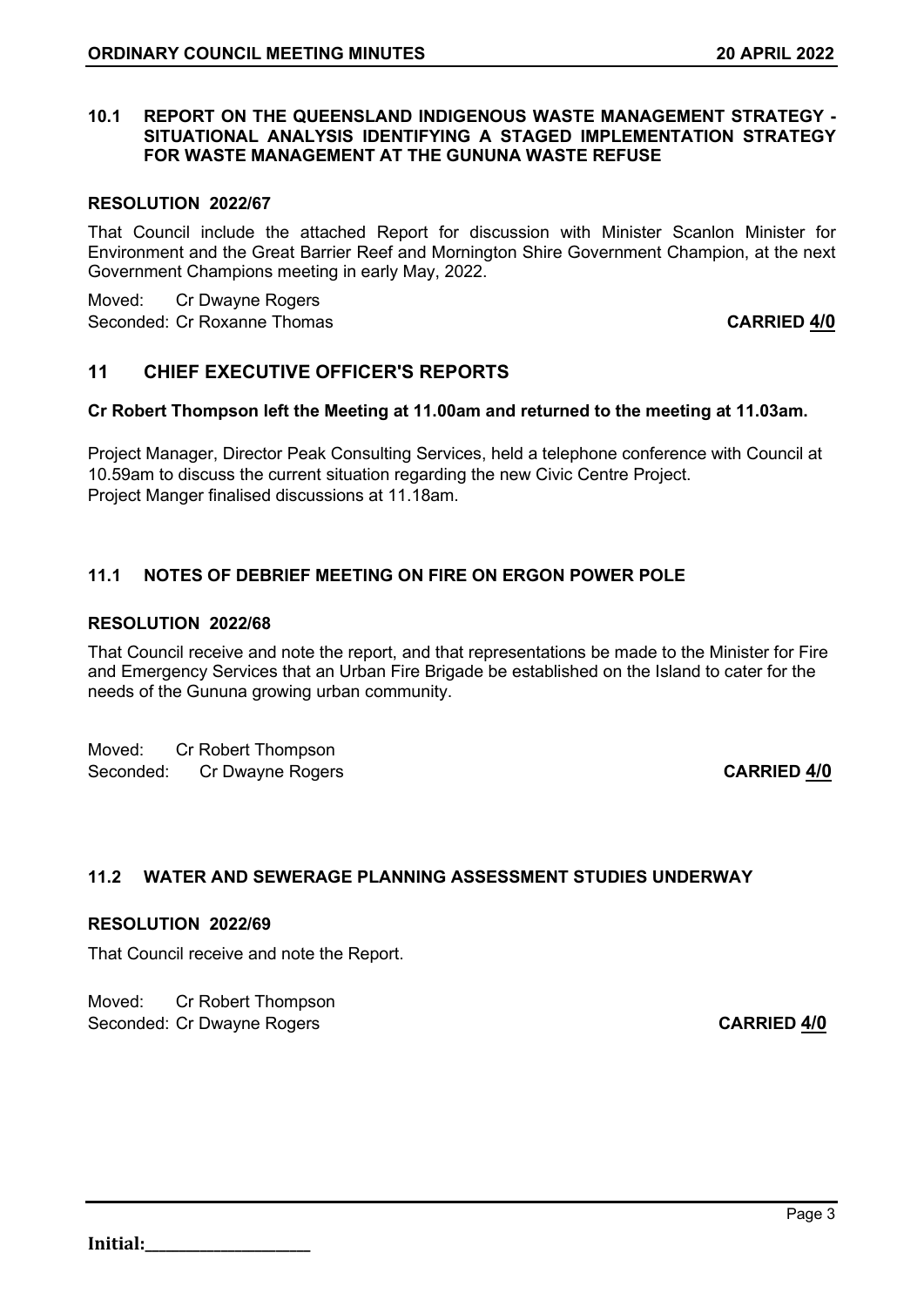### 10.1 REPORT ON THE QUEENSLAND INDIGENOUS WASTE MANAGEMENT STRATEGY - SITUATIONAL ANALYSIS IDENTIFYING A STAGED IMPLEMENTATION STRATEGY FOR WASTE MANAGEMENT AT THE GUNUNA WASTE REFUSE

**RESOLUTION 2022/67**

That Council include the attached Report for discussion with Minister Scanlon Minister for Environment and the Great Barrier Reef and Mornington Shire Government Champion, at the next Government Champions meeting in early May, 2022.

Moved: Cr Dwayne Rogers
Seconded: Cr Roxanne Thomas **CARRIED 4/0**

## 11 CHIEF EXECUTIVE OFFICER'S REPORTS

**Cr Robert Thompson left the Meeting at 11.00am and returned to the meeting at 11.03am.**

Project Manager, Director Peak Consulting Services, held a telephone conference with Council at 10.59am to discuss the current situation regarding the new Civic Centre Project.
Project Manger finalised discussions at 11.18am.

### 11.1 NOTES OF DEBRIEF MEETING ON FIRE ON ERGON POWER POLE

**RESOLUTION 2022/68**

That Council receive and note the report, and that representations be made to the Minister for Fire and Emergency Services that an Urban Fire Brigade be established on the Island to cater for the needs of the Gununa growing urban community.

Moved: Cr Robert Thompson
Seconded: Cr Dwayne Rogers **CARRIED 4/0**

### 11.2 WATER AND SEWERAGE PLANNING ASSESSMENT STUDIES UNDERWAY

**RESOLUTION 2022/69**

That Council receive and note the Report.

Moved: Cr Robert Thompson
Seconded: Cr Dwayne Rogers **CARRIED 4/0**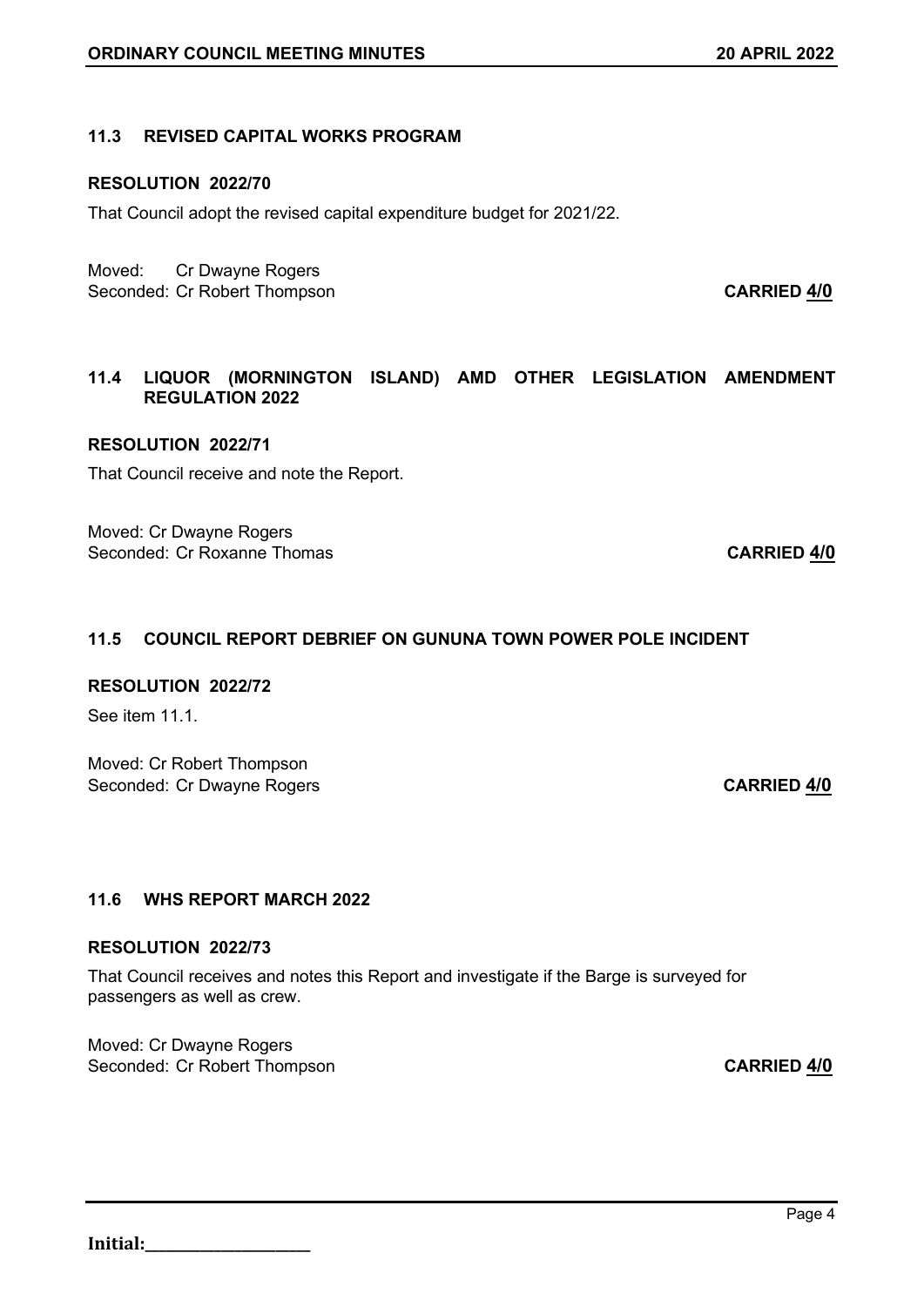### 11.3 REVISED CAPITAL WORKS PROGRAM

**RESOLUTION 2022/70**

That Council adopt the revised capital expenditure budget for 2021/22.

Moved: Cr Dwayne Rogers
Seconded: Cr Robert Thompson **CARRIED 4/0**

### 11.4 LIQUOR (MORNINGTON ISLAND) AMD OTHER LEGISLATION AMENDMENT REGULATION 2022

**RESOLUTION 2022/71**

That Council receive and note the Report.

Moved: Cr Dwayne Rogers
Seconded: Cr Roxanne Thomas **CARRIED 4/0**

### 11.5 COUNCIL REPORT DEBRIEF ON GUNUNA TOWN POWER POLE INCIDENT

**RESOLUTION 2022/72**

See item 11.1.

Moved: Cr Robert Thompson
Seconded: Cr Dwayne Rogers **CARRIED 4/0**

### 11.6 WHS REPORT MARCH 2022

**RESOLUTION 2022/73**

That Council receives and notes this Report and investigate if the Barge is surveyed for passengers as well as crew.

Moved: Cr Dwayne Rogers
Seconded: Cr Robert Thompson **CARRIED 4/0**

**Initial:**\_\_\_\_\_\_\_\_\_\_\_\_\_\_\_\_\_\_\_\_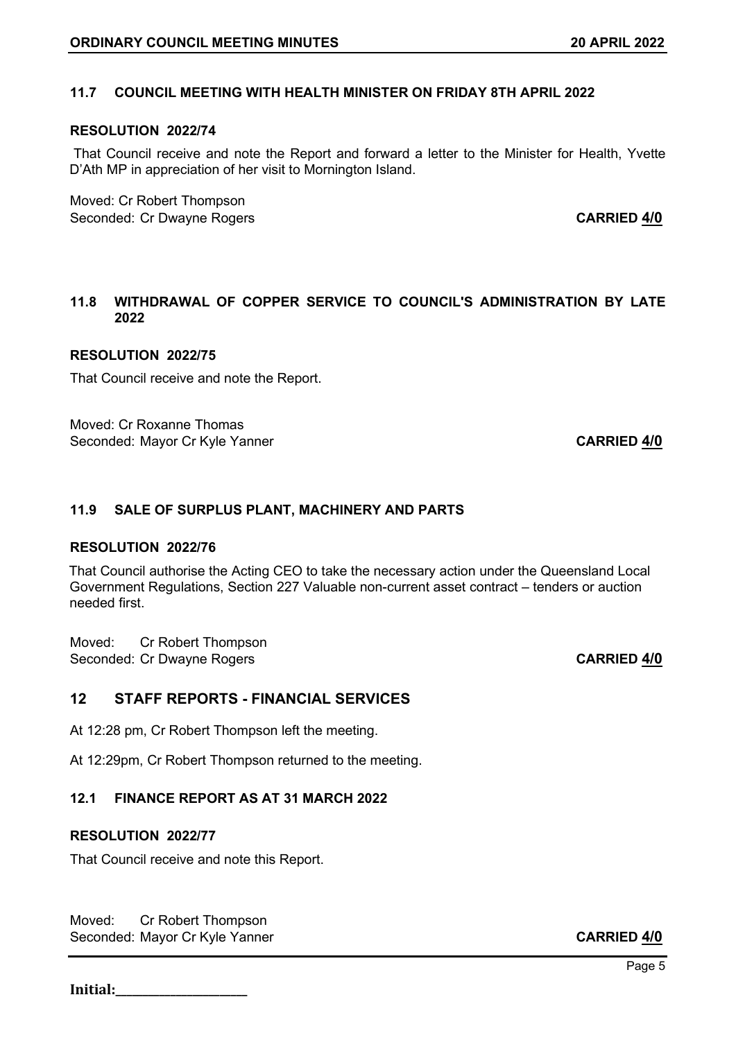### 11.7 COUNCIL MEETING WITH HEALTH MINISTER ON FRIDAY 8TH APRIL 2022

**RESOLUTION 2022/74**

That Council receive and note the Report and forward a letter to the Minister for Health, Yvette D'Ath MP in appreciation of her visit to Mornington Island.

Moved: Cr Robert Thompson
Seconded: Cr Dwayne Rogers **CARRIED 4/0**

### 11.8 WITHDRAWAL OF COPPER SERVICE TO COUNCIL'S ADMINISTRATION BY LATE 2022

**RESOLUTION 2022/75**

That Council receive and note the Report.

Moved: Cr Roxanne Thomas
Seconded: Mayor Cr Kyle Yanner **CARRIED 4/0**

### 11.9 SALE OF SURPLUS PLANT, MACHINERY AND PARTS

**RESOLUTION 2022/76**

That Council authorise the Acting CEO to take the necessary action under the Queensland Local Government Regulations, Section 227 Valuable non-current asset contract – tenders or auction needed first.

Moved: Cr Robert Thompson
Seconded: Cr Dwayne Rogers **CARRIED 4/0**

## 12 STAFF REPORTS - FINANCIAL SERVICES

At 12:28 pm, Cr Robert Thompson left the meeting.

At 12:29pm, Cr Robert Thompson returned to the meeting.

### 12.1 FINANCE REPORT AS AT 31 MARCH 2022

**RESOLUTION 2022/77**

That Council receive and note this Report.

Moved: Cr Robert Thompson
Seconded: Mayor Cr Kyle Yanner **CARRIED 4/0**

**Initial:**___________________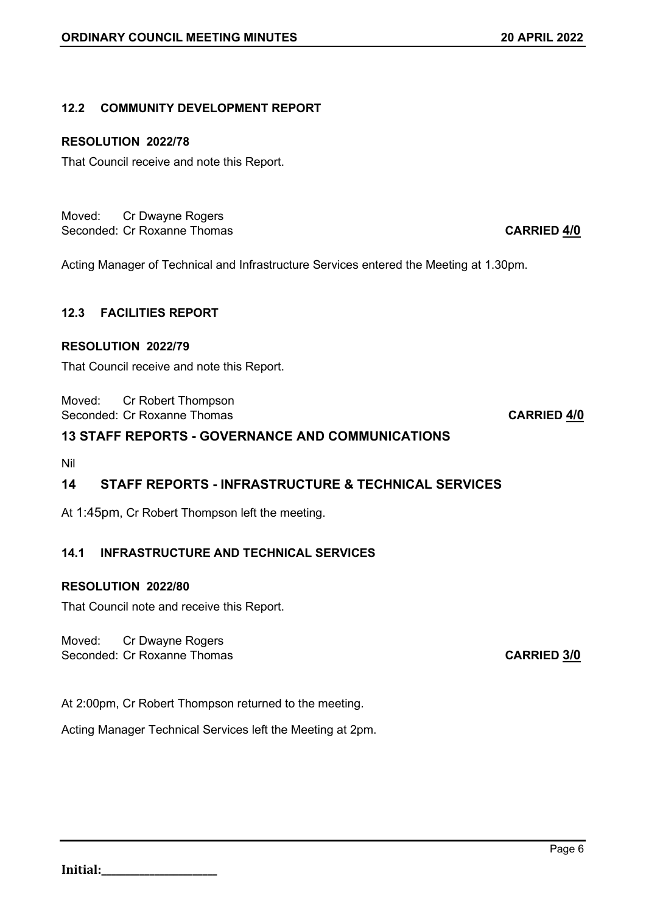### 12.2 COMMUNITY DEVELOPMENT REPORT

**RESOLUTION 2022/78**

That Council receive and note this Report.

Moved: Cr Dwayne Rogers
Seconded: Cr Roxanne Thomas **CARRIED 4/0**

Acting Manager of Technical and Infrastructure Services entered the Meeting at 1.30pm.

### 12.3 FACILITIES REPORT

**RESOLUTION 2022/79**

That Council receive and note this Report.

Moved: Cr Robert Thompson
Seconded: Cr Roxanne Thomas **CARRIED 4/0**

## 13 STAFF REPORTS - GOVERNANCE AND COMMUNICATIONS

Nil

## 14 STAFF REPORTS - INFRASTRUCTURE & TECHNICAL SERVICES

At 1:45pm, Cr Robert Thompson left the meeting.

### 14.1 INFRASTRUCTURE AND TECHNICAL SERVICES

**RESOLUTION 2022/80**

That Council note and receive this Report.

Moved: Cr Dwayne Rogers
Seconded: Cr Roxanne Thomas **CARRIED 3/0**

At 2:00pm, Cr Robert Thompson returned to the meeting.

Acting Manager Technical Services left the Meeting at 2pm.

**Initial:**___________________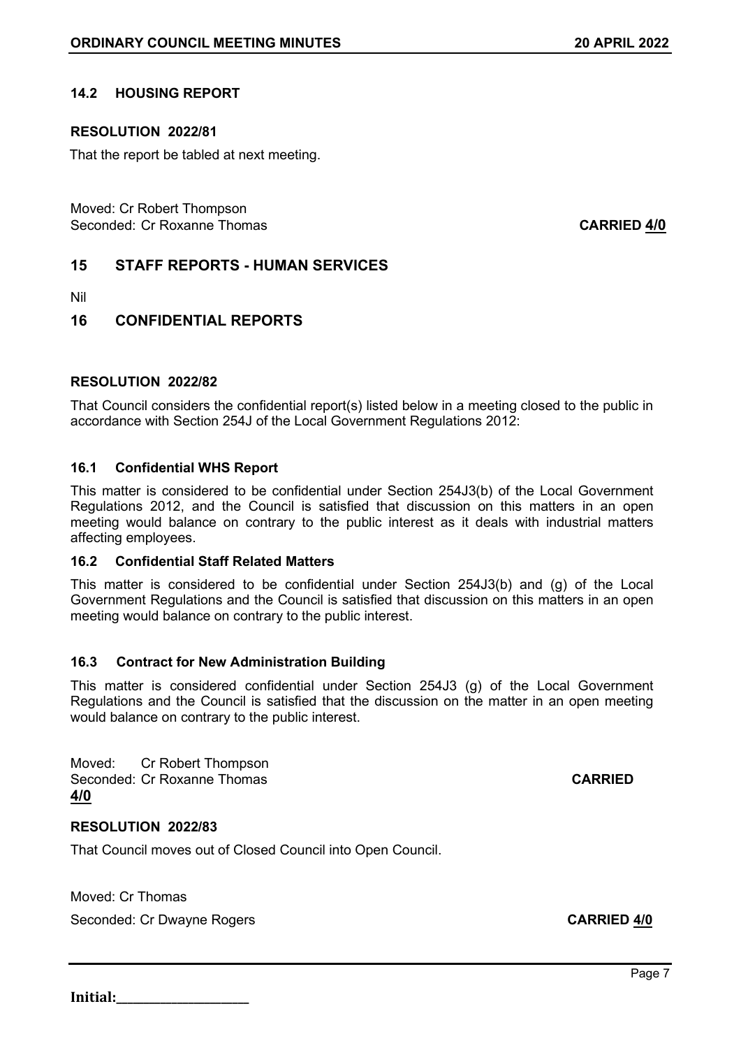### 14.2 HOUSING REPORT

**RESOLUTION 2022/81**

That the report be tabled at next meeting.

Moved: Cr Robert Thompson
Seconded: Cr Roxanne Thomas **CARRIED 4/0**

## 15 STAFF REPORTS - HUMAN SERVICES

Nil

## 16 CONFIDENTIAL REPORTS

**RESOLUTION 2022/82**

That Council considers the confidential report(s) listed below in a meeting closed to the public in accordance with Section 254J of the Local Government Regulations 2012:

### 16.1 Confidential WHS Report

This matter is considered to be confidential under Section 254J3(b) of the Local Government Regulations 2012, and the Council is satisfied that discussion on this matters in an open meeting would balance on contrary to the public interest as it deals with industrial matters affecting employees.

### 16.2 Confidential Staff Related Matters

This matter is considered to be confidential under Section 254J3(b) and (g) of the Local Government Regulations and the Council is satisfied that discussion on this matters in an open meeting would balance on contrary to the public interest.

### 16.3 Contract for New Administration Building

This matter is considered confidential under Section 254J3 (g) of the Local Government Regulations and the Council is satisfied that the discussion on the matter in an open meeting would balance on contrary to the public interest.

Moved: Cr Robert Thompson
Seconded: Cr Roxanne Thomas **CARRIED 4/0**

**RESOLUTION 2022/83**

That Council moves out of Closed Council into Open Council.

Moved: Cr Thomas

Seconded: Cr Dwayne Rogers **CARRIED 4/0**

**Initial:**___________________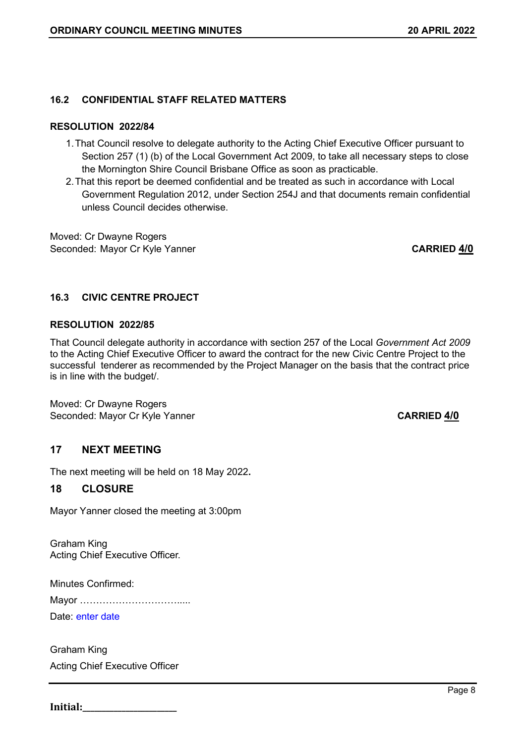### 16.2 CONFIDENTIAL STAFF RELATED MATTERS

**RESOLUTION 2022/84**

1. That Council resolve to delegate authority to the Acting Chief Executive Officer pursuant to Section 257 (1) (b) of the Local Government Act 2009, to take all necessary steps to close the Mornington Shire Council Brisbane Office as soon as practicable.
2. That this report be deemed confidential and be treated as such in accordance with Local Government Regulation 2012, under Section 254J and that documents remain confidential unless Council decides otherwise.

Moved: Cr Dwayne Rogers
Seconded: Mayor Cr Kyle Yanner **CARRIED 4/0**

### 16.3 CIVIC CENTRE PROJECT

**RESOLUTION 2022/85**

That Council delegate authority in accordance with section 257 of the Local *Government Act 2009* to the Acting Chief Executive Officer to award the contract for the new Civic Centre Project to the successful tenderer as recommended by the Project Manager on the basis that the contract price is in line with the budget/.

Moved: Cr Dwayne Rogers
Seconded: Mayor Cr Kyle Yanner **CARRIED 4/0**

## 17 NEXT MEETING

The next meeting will be held on 18 May 2022**.**

## 18 CLOSURE

Mayor Yanner closed the meeting at 3:00pm

Graham King
Acting Chief Executive Officer.

Minutes Confirmed:

Mayor …………………………......

Date: enter date

Graham King

Acting Chief Executive Officer

**Initial:\_\_\_\_\_\_\_\_\_\_\_\_\_\_\_\_\_\_\_\_**